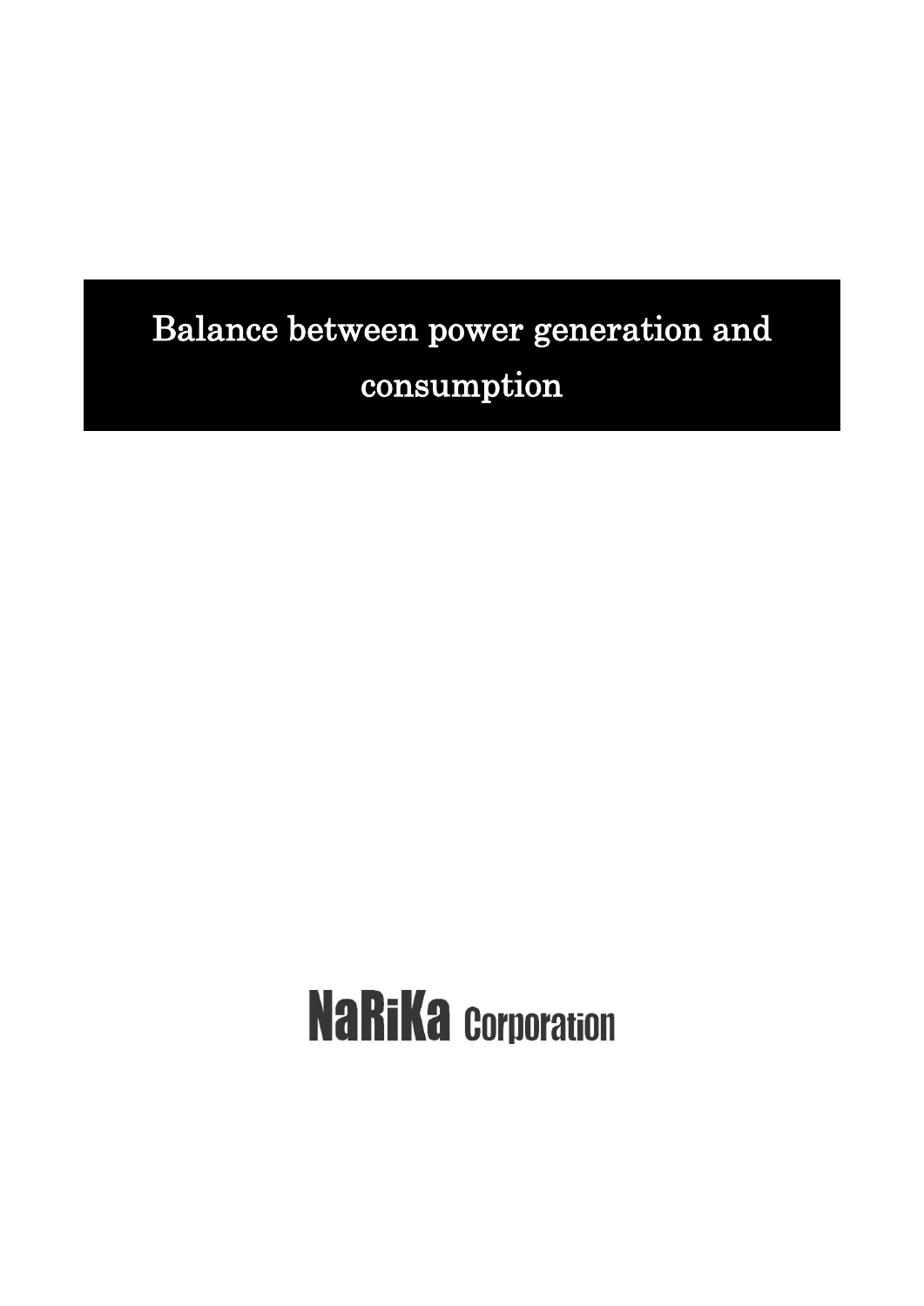# Balance between power generation and consumption

NaRiKa Corporation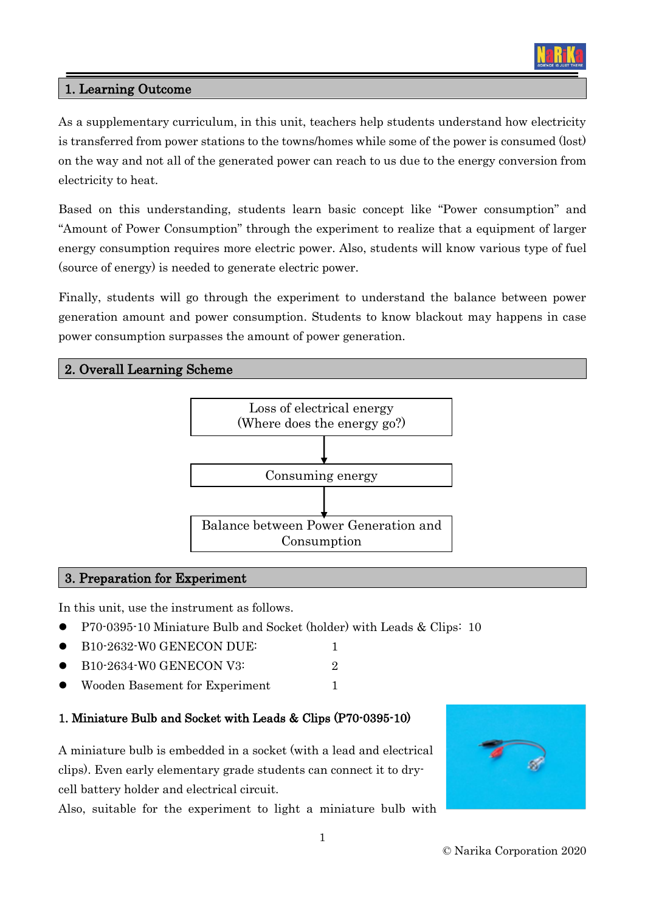## 1. Learning Outcome

As a supplementary curriculum, in this unit, teachers help students understand how electricity is transferred from power stations to the towns/homes while some of the power is consumed (lost) on the way and not all of the generated power can reach to us due to the energy conversion from electricity to heat.

Based on this understanding, students learn basic concept like "Power consumption" and "Amount of Power Consumption" through the experiment to realize that a equipment of larger energy consumption requires more electric power. Also, students will know various type of fuel (source of energy) is needed to generate electric power.

Finally, students will go through the experiment to understand the balance between power generation amount and power consumption. Students to know blackout may happens in case power consumption surpasses the amount of power generation.

## 2. Overall Learning Scheme

Loss of electrical energy
(Where does the energy go?)

↓

Consuming energy

↓

Balance between Power Generation and Consumption

## 3. Preparation for Experiment

In this unit, use the instrument as follows.

- P70-0395-10 Miniature Bulb and Socket (holder) with Leads & Clips: 10
- B10-2632-W0 GENECON DUE: 1
- B10-2634-W0 GENECON V3: 2
- Wooden Basement for Experiment 1

### 1. Miniature Bulb and Socket with Leads & Clips (P70-0395-10)

A miniature bulb is embedded in a socket (with a lead and electrical clips). Even early elementary grade students can connect it to dry-cell battery holder and electrical circuit.

Also, suitable for the experiment to light a miniature bulb with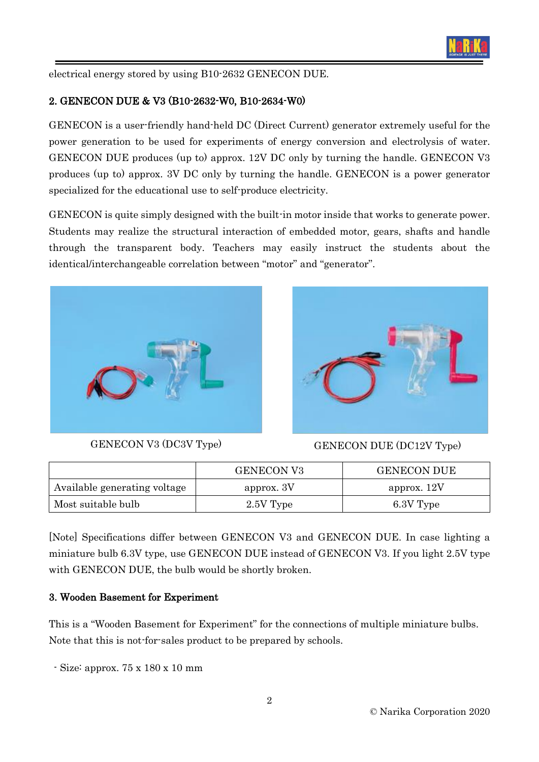electrical energy stored by using B10-2632 GENECON DUE.

## 2. GENECON DUE & V3 (B10-2632-W0, B10-2634-W0)

GENECON is a user-friendly hand-held DC (Direct Current) generator extremely useful for the power generation to be used for experiments of energy conversion and electrolysis of water. GENECON DUE produces (up to) approx. 12V DC only by turning the handle. GENECON V3 produces (up to) approx. 3V DC only by turning the handle. GENECON is a power generator specialized for the educational use to self-produce electricity.

GENECON is quite simply designed with the built-in motor inside that works to generate power. Students may realize the structural interaction of embedded motor, gears, shafts and handle through the transparent body. Teachers may easily instruct the students about the identical/interchangeable correlation between "motor" and "generator".

GENECON V3 (DC3V Type)

GENECON DUE (DC12V Type)

| | GENECON V3 | GENECON DUE |
|---|---|---|
| Available generating voltage | approx. 3V | approx. 12V |
| Most suitable bulb | 2.5V Type | 6.3V Type |

[Note] Specifications differ between GENECON V3 and GENECON DUE. In case lighting a miniature bulb 6.3V type, use GENECON DUE instead of GENECON V3. If you light 2.5V type with GENECON DUE, the bulb would be shortly broken.

## 3. Wooden Basement for Experiment

This is a "Wooden Basement for Experiment" for the connections of multiple miniature bulbs. Note that this is not-for-sales product to be prepared by schools.

- Size: approx. 75 x 180 x 10 mm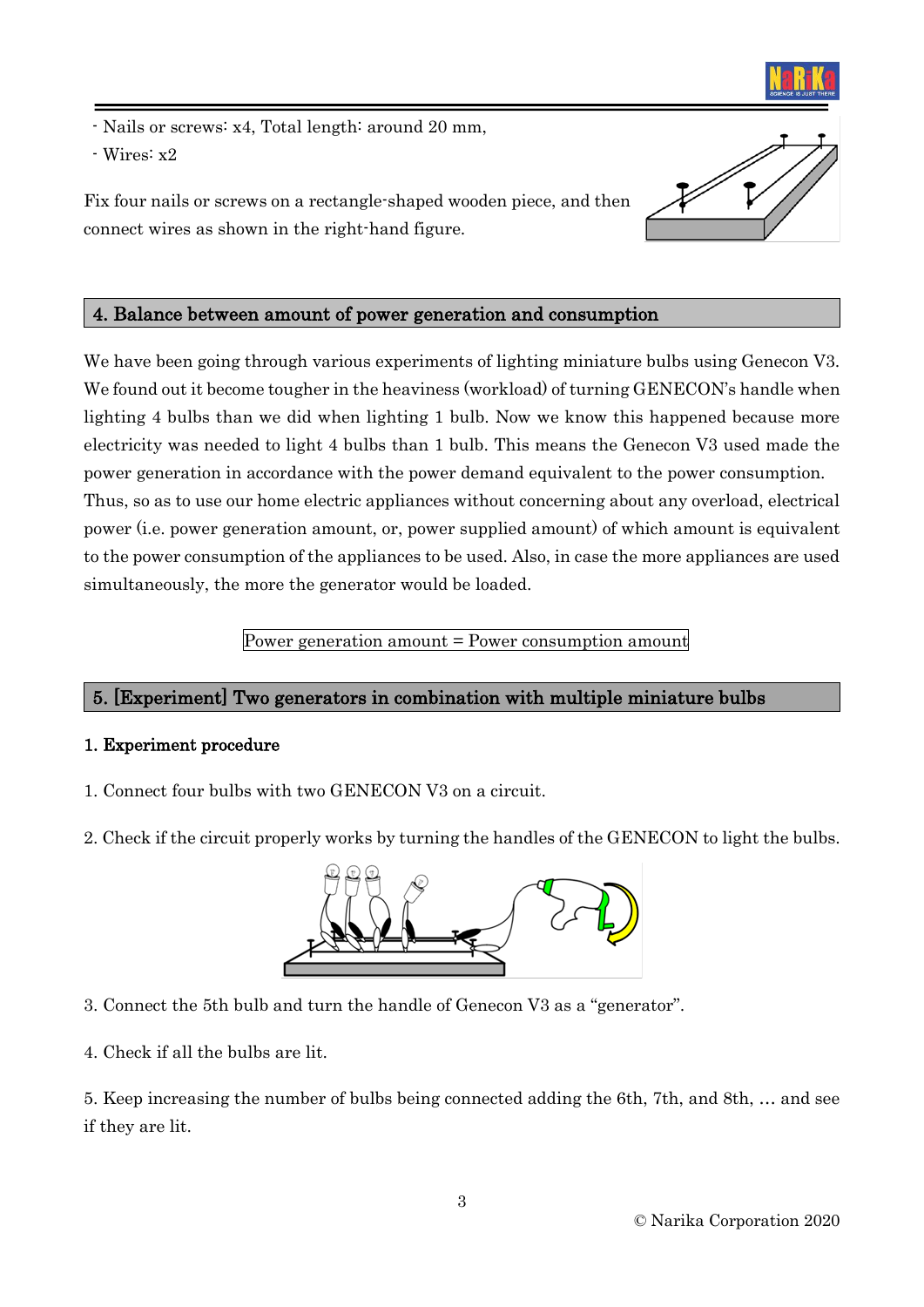- Nails or screws: x4, Total length: around 20 mm,
- Wires: x2

Fix four nails or screws on a rectangle-shaped wooden piece, and then connect wires as shown in the right-hand figure.

## 4. Balance between amount of power generation and consumption

We have been going through various experiments of lighting miniature bulbs using Genecon V3. We found out it become tougher in the heaviness (workload) of turning GENECON's handle when lighting 4 bulbs than we did when lighting 1 bulb. Now we know this happened because more electricity was needed to light 4 bulbs than 1 bulb. This means the Genecon V3 used made the power generation in accordance with the power demand equivalent to the power consumption.
Thus, so as to use our home electric appliances without concerning about any overload, electrical power (i.e. power generation amount, or, power supplied amount) of which amount is equivalent to the power consumption of the appliances to be used. Also, in case the more appliances are used simultaneously, the more the generator would be loaded.

Power generation amount = Power consumption amount

## 5. [Experiment] Two generators in combination with multiple miniature bulbs

### 1. Experiment procedure

1. Connect four bulbs with two GENECON V3 on a circuit.

2. Check if the circuit properly works by turning the handles of the GENECON to light the bulbs.

3. Connect the 5th bulb and turn the handle of Genecon V3 as a "generator".

4. Check if all the bulbs are lit.

5. Keep increasing the number of bulbs being connected adding the 6th, 7th, and 8th, … and see if they are lit.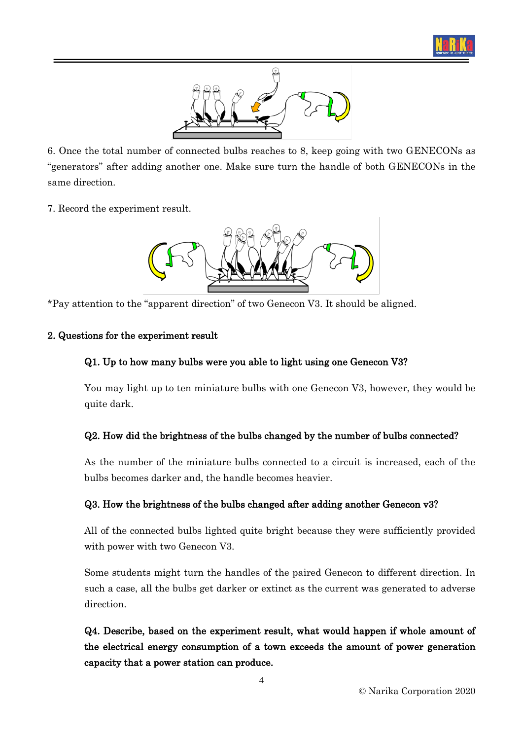6. Once the total number of connected bulbs reaches to 8, keep going with two GENECONs as “generators” after adding another one. Make sure turn the handle of both GENECONs in the same direction.

7. Record the experiment result.

*Pay attention to the “apparent direction” of two Genecon V3. It should be aligned.

**2. Questions for the experiment result**

**Q1. Up to how many bulbs were you able to light using one Genecon V3?**

You may light up to ten miniature bulbs with one Genecon V3, however, they would be quite dark.

**Q2. How did the brightness of the bulbs changed by the number of bulbs connected?**

As the number of the miniature bulbs connected to a circuit is increased, each of the bulbs becomes darker and, the handle becomes heavier.

**Q3. How the brightness of the bulbs changed after adding another Genecon v3?**

All of the connected bulbs lighted quite bright because they were sufficiently provided with power with two Genecon V3.

Some students might turn the handles of the paired Genecon to different direction. In such a case, all the bulbs get darker or extinct as the current was generated to adverse direction.

**Q4. Describe, based on the experiment result, what would happen if whole amount of the electrical energy consumption of a town exceeds the amount of power generation capacity that a power station can produce.**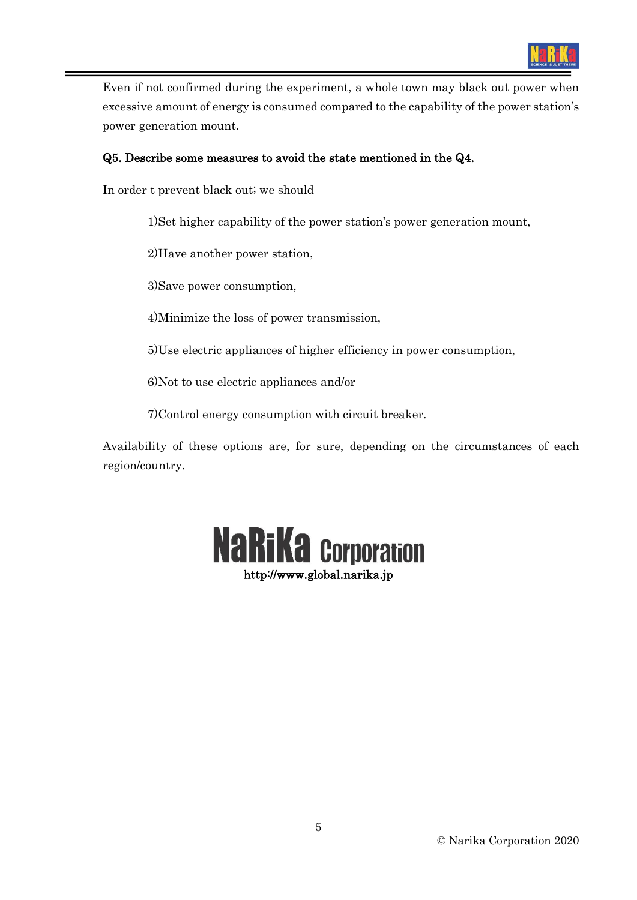Even if not confirmed during the experiment, a whole town may black out power when excessive amount of energy is consumed compared to the capability of the power station's power generation mount.

**Q5. Describe some measures to avoid the state mentioned in the Q4.**

In order t prevent black out; we should

1)Set higher capability of the power station's power generation mount,

2)Have another power station,

3)Save power consumption,

4)Minimize the loss of power transmission,

5)Use electric appliances of higher efficiency in power consumption,

6)Not to use electric appliances and/or

7)Control energy consumption with circuit breaker.

Availability of these options are, for sure, depending on the circumstances of each region/country.

**NaRiKa Corporation**

http://www.global.narika.jp

© Narika Corporation 2020